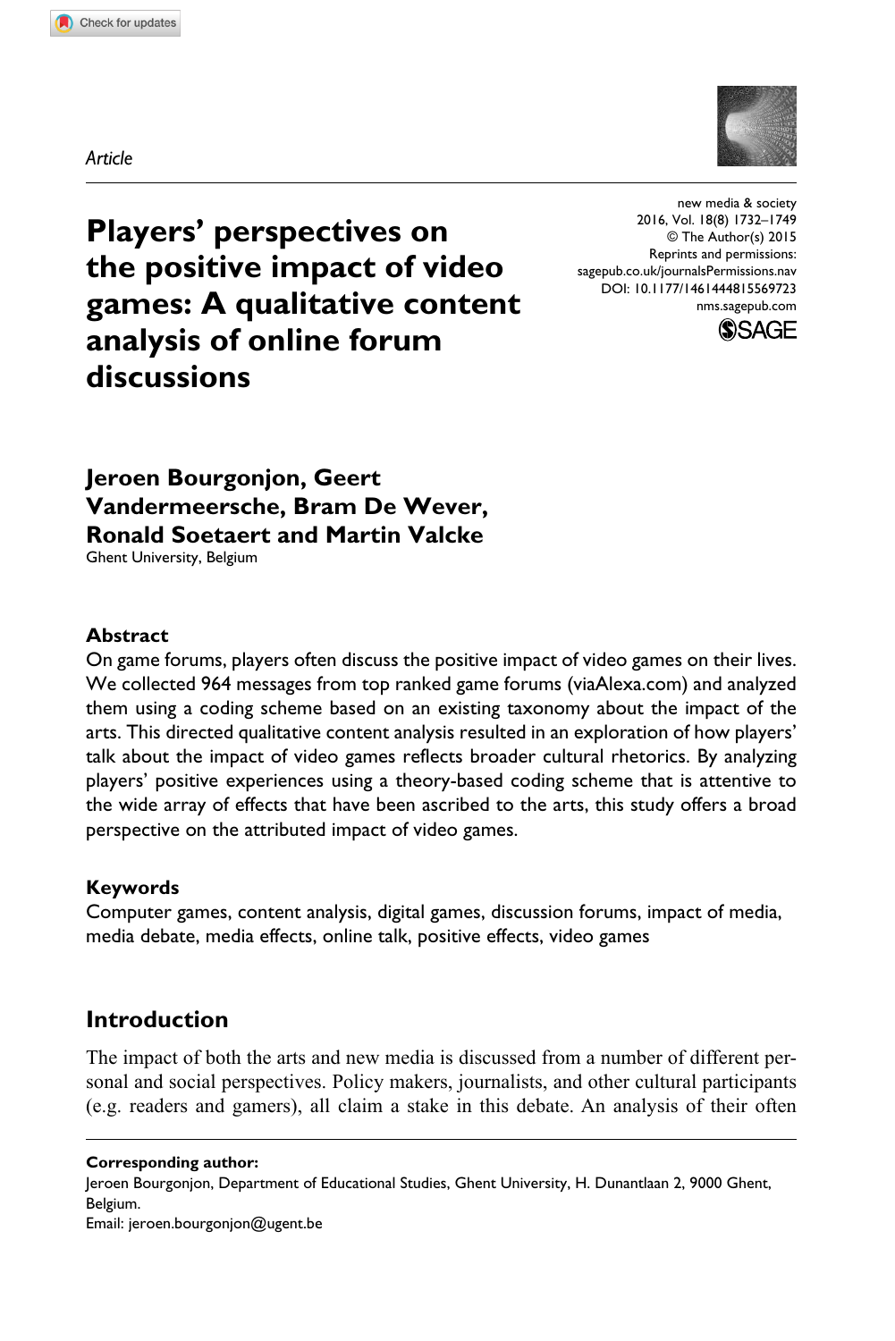*Article*

# Players' perspectives on the positive impact of video games: A qualitative content analysis of online forum discussions

new media & society
2016, Vol. 18(8) 1732–1749
© The Author(s) 2015
Reprints and permissions: sagepub.co.uk/journalsPermissions.nav
DOI: 10.1177/1461444815569723
nms.sagepub.com

**Jeroen Bourgonjon, Geert Vandermeersche, Bram De Wever, Ronald Soetaert and Martin Valcke**

Ghent University, Belgium

### Abstract

On game forums, players often discuss the positive impact of video games on their lives. We collected 964 messages from top ranked game forums (viaAlexa.com) and analyzed them using a coding scheme based on an existing taxonomy about the impact of the arts. This directed qualitative content analysis resulted in an exploration of how players' talk about the impact of video games reflects broader cultural rhetorics. By analyzing players' positive experiences using a theory-based coding scheme that is attentive to the wide array of effects that have been ascribed to the arts, this study offers a broad perspective on the attributed impact of video games.

### Keywords

Computer games, content analysis, digital games, discussion forums, impact of media, media debate, media effects, online talk, positive effects, video games

## Introduction

The impact of both the arts and new media is discussed from a number of different personal and social perspectives. Policy makers, journalists, and other cultural participants (e.g. readers and gamers), all claim a stake in this debate. An analysis of their often

**Corresponding author:**
Jeroen Bourgonjon, Department of Educational Studies, Ghent University, H. Dunantlaan 2, 9000 Ghent, Belgium.
Email: jeroen.bourgonjon@ugent.be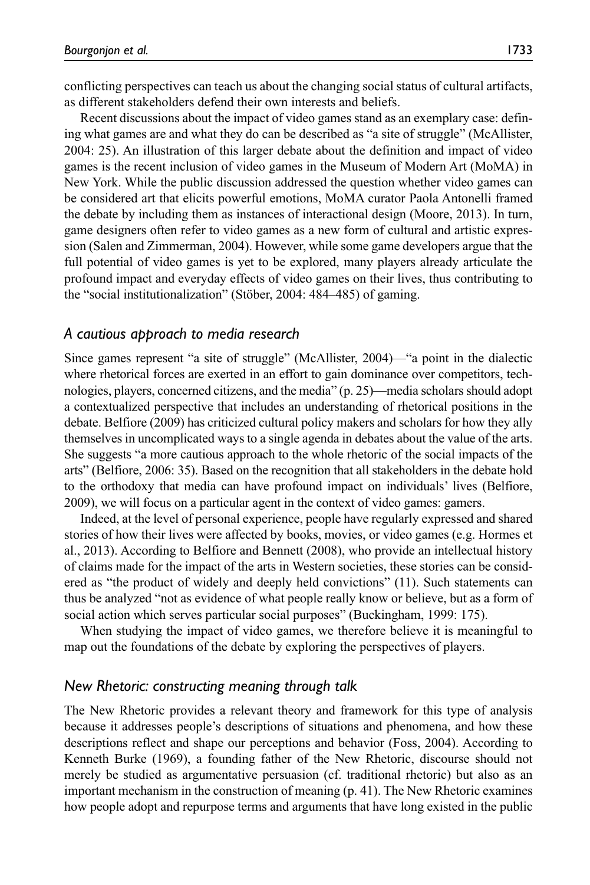conflicting perspectives can teach us about the changing social status of cultural artifacts, as different stakeholders defend their own interests and beliefs.

Recent discussions about the impact of video games stand as an exemplary case: defining what games are and what they do can be described as "a site of struggle" (McAllister, 2004: 25). An illustration of this larger debate about the definition and impact of video games is the recent inclusion of video games in the Museum of Modern Art (MoMA) in New York. While the public discussion addressed the question whether video games can be considered art that elicits powerful emotions, MoMA curator Paola Antonelli framed the debate by including them as instances of interactional design (Moore, 2013). In turn, game designers often refer to video games as a new form of cultural and artistic expression (Salen and Zimmerman, 2004). However, while some game developers argue that the full potential of video games is yet to be explored, many players already articulate the profound impact and everyday effects of video games on their lives, thus contributing to the "social institutionalization" (Stöber, 2004: 484–485) of gaming.

### *A cautious approach to media research*

Since games represent "a site of struggle" (McAllister, 2004)—"a point in the dialectic where rhetorical forces are exerted in an effort to gain dominance over competitors, technologies, players, concerned citizens, and the media" (p. 25)—media scholars should adopt a contextualized perspective that includes an understanding of rhetorical positions in the debate. Belfiore (2009) has criticized cultural policy makers and scholars for how they ally themselves in uncomplicated ways to a single agenda in debates about the value of the arts. She suggests "a more cautious approach to the whole rhetoric of the social impacts of the arts" (Belfiore, 2006: 35). Based on the recognition that all stakeholders in the debate hold to the orthodoxy that media can have profound impact on individuals' lives (Belfiore, 2009), we will focus on a particular agent in the context of video games: gamers.

Indeed, at the level of personal experience, people have regularly expressed and shared stories of how their lives were affected by books, movies, or video games (e.g. Hormes et al., 2013). According to Belfiore and Bennett (2008), who provide an intellectual history of claims made for the impact of the arts in Western societies, these stories can be considered as "the product of widely and deeply held convictions" (11). Such statements can thus be analyzed "not as evidence of what people really know or believe, but as a form of social action which serves particular social purposes" (Buckingham, 1999: 175).

When studying the impact of video games, we therefore believe it is meaningful to map out the foundations of the debate by exploring the perspectives of players.

### *New Rhetoric: constructing meaning through talk*

The New Rhetoric provides a relevant theory and framework for this type of analysis because it addresses people's descriptions of situations and phenomena, and how these descriptions reflect and shape our perceptions and behavior (Foss, 2004). According to Kenneth Burke (1969), a founding father of the New Rhetoric, discourse should not merely be studied as argumentative persuasion (cf. traditional rhetoric) but also as an important mechanism in the construction of meaning (p. 41). The New Rhetoric examines how people adopt and repurpose terms and arguments that have long existed in the public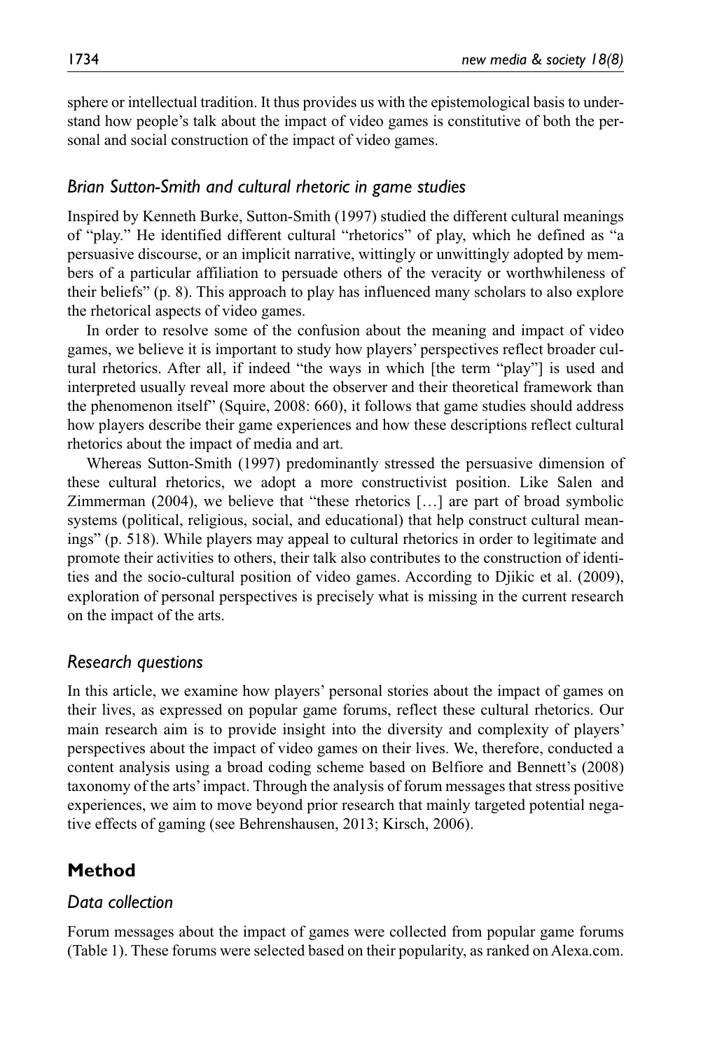sphere or intellectual tradition. It thus provides us with the epistemological basis to understand how people's talk about the impact of video games is constitutive of both the personal and social construction of the impact of video games.

### *Brian Sutton-Smith and cultural rhetoric in game studies*

Inspired by Kenneth Burke, Sutton-Smith (1997) studied the different cultural meanings of "play." He identified different cultural "rhetorics" of play, which he defined as "a persuasive discourse, or an implicit narrative, wittingly or unwittingly adopted by members of a particular affiliation to persuade others of the veracity or worthwhileness of their beliefs" (p. 8). This approach to play has influenced many scholars to also explore the rhetorical aspects of video games.

In order to resolve some of the confusion about the meaning and impact of video games, we believe it is important to study how players' perspectives reflect broader cultural rhetorics. After all, if indeed "the ways in which [the term "play"] is used and interpreted usually reveal more about the observer and their theoretical framework than the phenomenon itself" (Squire, 2008: 660), it follows that game studies should address how players describe their game experiences and how these descriptions reflect cultural rhetorics about the impact of media and art.

Whereas Sutton-Smith (1997) predominantly stressed the persuasive dimension of these cultural rhetorics, we adopt a more constructivist position. Like Salen and Zimmerman (2004), we believe that "these rhetorics […] are part of broad symbolic systems (political, religious, social, and educational) that help construct cultural meanings" (p. 518). While players may appeal to cultural rhetorics in order to legitimate and promote their activities to others, their talk also contributes to the construction of identities and the socio-cultural position of video games. According to Djikic et al. (2009), exploration of personal perspectives is precisely what is missing in the current research on the impact of the arts.

### *Research questions*

In this article, we examine how players' personal stories about the impact of games on their lives, as expressed on popular game forums, reflect these cultural rhetorics. Our main research aim is to provide insight into the diversity and complexity of players' perspectives about the impact of video games on their lives. We, therefore, conducted a content analysis using a broad coding scheme based on Belfiore and Bennett's (2008) taxonomy of the arts' impact. Through the analysis of forum messages that stress positive experiences, we aim to move beyond prior research that mainly targeted potential negative effects of gaming (see Behrenshausen, 2013; Kirsch, 2006).

## **Method**

### *Data collection*

Forum messages about the impact of games were collected from popular game forums (Table 1). These forums were selected based on their popularity, as ranked on Alexa.com.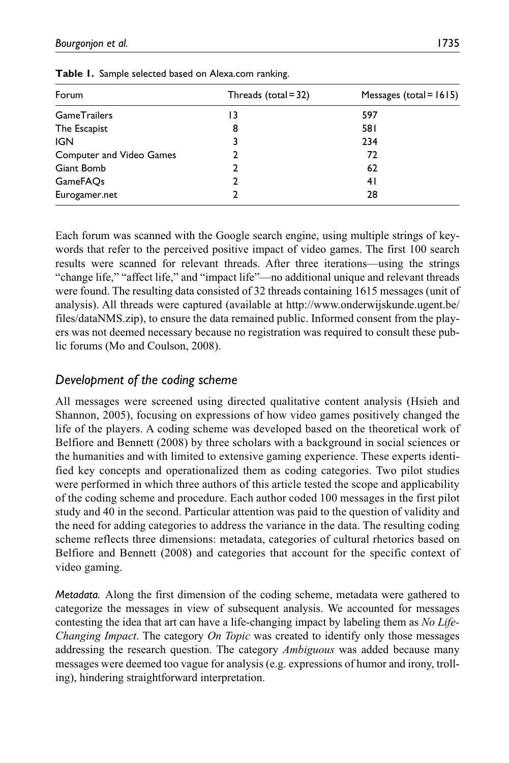**Table 1.** Sample selected based on Alexa.com ranking.

| Forum | Threads (total = 32) | Messages (total = 1615) |
|---|---|---|
| GameTrailers | 13 | 597 |
| The Escapist | 8 | 581 |
| IGN | 3 | 234 |
| Computer and Video Games | 2 | 72 |
| Giant Bomb | 2 | 62 |
| GameFAQs | 2 | 41 |
| Eurogamer.net | 2 | 28 |

Each forum was scanned with the Google search engine, using multiple strings of keywords that refer to the perceived positive impact of video games. The first 100 search results were scanned for relevant threads. After three iterations—using the strings "change life," "affect life," and "impact life"—no additional unique and relevant threads were found. The resulting data consisted of 32 threads containing 1615 messages (unit of analysis). All threads were captured (available at http://www.onderwijskunde.ugent.be/files/dataNMS.zip), to ensure the data remained public. Informed consent from the players was not deemed necessary because no registration was required to consult these public forums (Mo and Coulson, 2008).

## *Development of the coding scheme*

All messages were screened using directed qualitative content analysis (Hsieh and Shannon, 2005), focusing on expressions of how video games positively changed the life of the players. A coding scheme was developed based on the theoretical work of Belfiore and Bennett (2008) by three scholars with a background in social sciences or the humanities and with limited to extensive gaming experience. These experts identified key concepts and operationalized them as coding categories. Two pilot studies were performed in which three authors of this article tested the scope and applicability of the coding scheme and procedure. Each author coded 100 messages in the first pilot study and 40 in the second. Particular attention was paid to the question of validity and the need for adding categories to address the variance in the data. The resulting coding scheme reflects three dimensions: metadata, categories of cultural rhetorics based on Belfiore and Bennett (2008) and categories that account for the specific context of video gaming.

*Metadata.* Along the first dimension of the coding scheme, metadata were gathered to categorize the messages in view of subsequent analysis. We accounted for messages contesting the idea that art can have a life-changing impact by labeling them as *No Life-Changing Impact*. The category *On Topic* was created to identify only those messages addressing the research question. The category *Ambiguous* was added because many messages were deemed too vague for analysis (e.g. expressions of humor and irony, trolling), hindering straightforward interpretation.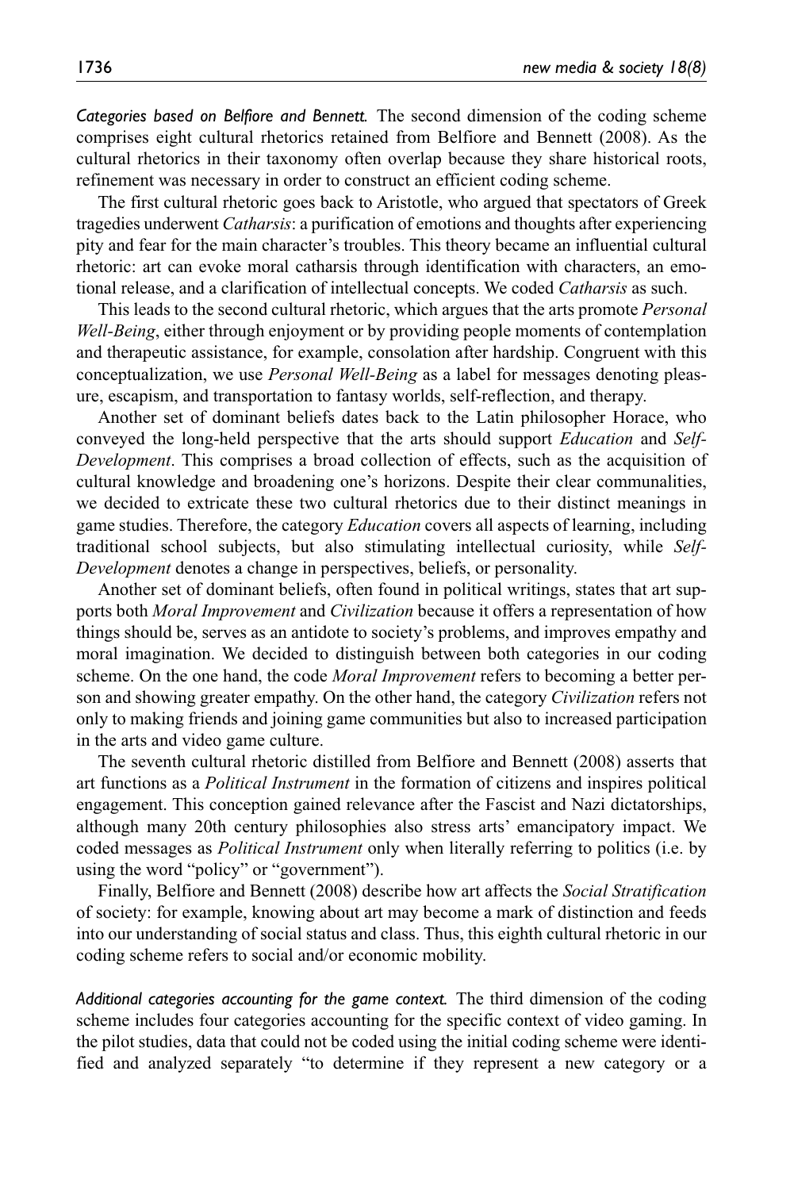*Categories based on Belfiore and Bennett.* The second dimension of the coding scheme comprises eight cultural rhetorics retained from Belfiore and Bennett (2008). As the cultural rhetorics in their taxonomy often overlap because they share historical roots, refinement was necessary in order to construct an efficient coding scheme.

The first cultural rhetoric goes back to Aristotle, who argued that spectators of Greek tragedies underwent *Catharsis*: a purification of emotions and thoughts after experiencing pity and fear for the main character's troubles. This theory became an influential cultural rhetoric: art can evoke moral catharsis through identification with characters, an emotional release, and a clarification of intellectual concepts. We coded *Catharsis* as such.

This leads to the second cultural rhetoric, which argues that the arts promote *Personal Well-Being*, either through enjoyment or by providing people moments of contemplation and therapeutic assistance, for example, consolation after hardship. Congruent with this conceptualization, we use *Personal Well-Being* as a label for messages denoting pleasure, escapism, and transportation to fantasy worlds, self-reflection, and therapy.

Another set of dominant beliefs dates back to the Latin philosopher Horace, who conveyed the long-held perspective that the arts should support *Education* and *Self-Development*. This comprises a broad collection of effects, such as the acquisition of cultural knowledge and broadening one's horizons. Despite their clear communalities, we decided to extricate these two cultural rhetorics due to their distinct meanings in game studies. Therefore, the category *Education* covers all aspects of learning, including traditional school subjects, but also stimulating intellectual curiosity, while *Self-Development* denotes a change in perspectives, beliefs, or personality.

Another set of dominant beliefs, often found in political writings, states that art supports both *Moral Improvement* and *Civilization* because it offers a representation of how things should be, serves as an antidote to society's problems, and improves empathy and moral imagination. We decided to distinguish between both categories in our coding scheme. On the one hand, the code *Moral Improvement* refers to becoming a better person and showing greater empathy. On the other hand, the category *Civilization* refers not only to making friends and joining game communities but also to increased participation in the arts and video game culture.

The seventh cultural rhetoric distilled from Belfiore and Bennett (2008) asserts that art functions as a *Political Instrument* in the formation of citizens and inspires political engagement. This conception gained relevance after the Fascist and Nazi dictatorships, although many 20th century philosophies also stress arts' emancipatory impact. We coded messages as *Political Instrument* only when literally referring to politics (i.e. by using the word "policy" or "government").

Finally, Belfiore and Bennett (2008) describe how art affects the *Social Stratification* of society: for example, knowing about art may become a mark of distinction and feeds into our understanding of social status and class. Thus, this eighth cultural rhetoric in our coding scheme refers to social and/or economic mobility.

*Additional categories accounting for the game context.* The third dimension of the coding scheme includes four categories accounting for the specific context of video gaming. In the pilot studies, data that could not be coded using the initial coding scheme were identified and analyzed separately "to determine if they represent a new category or a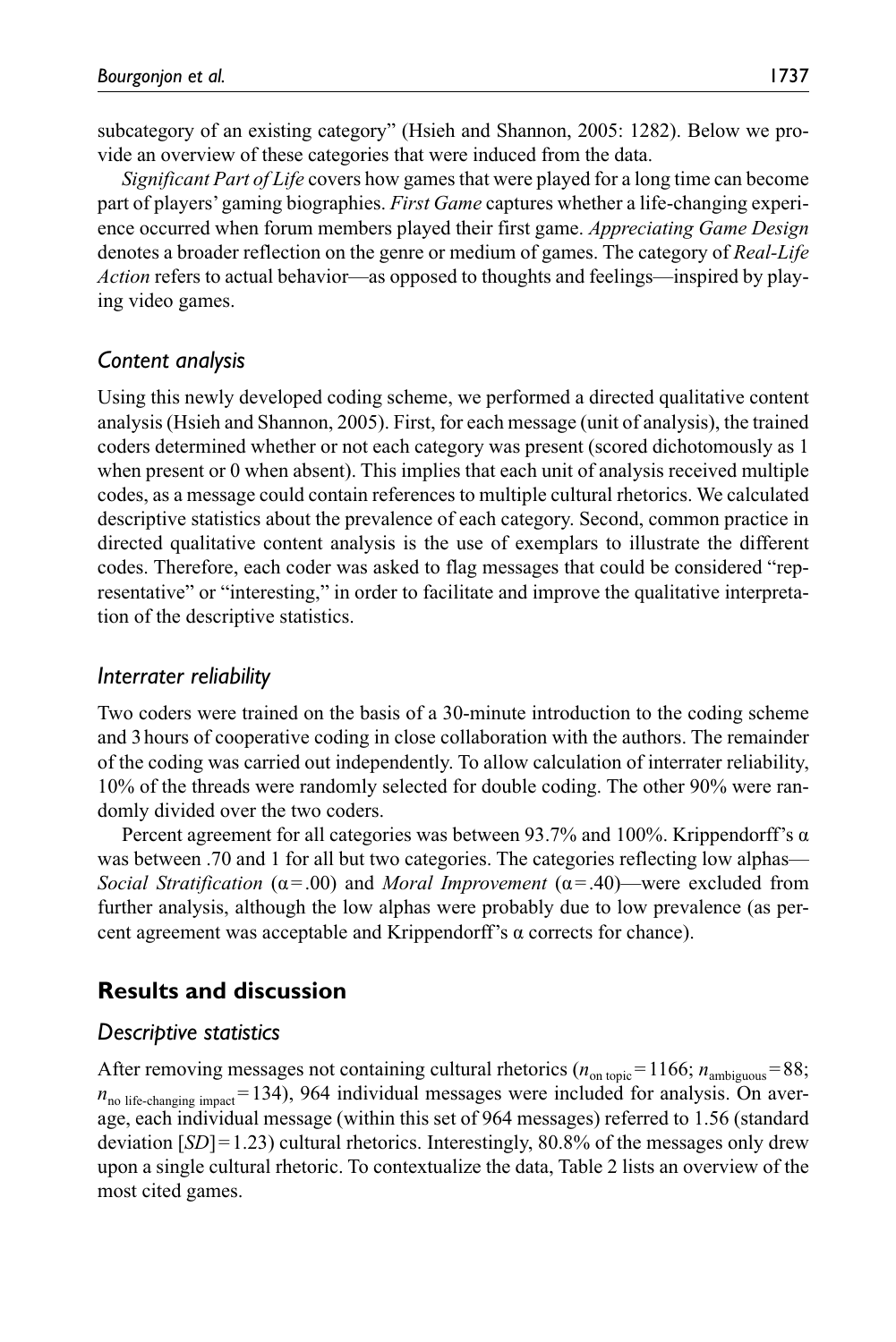subcategory of an existing category" (Hsieh and Shannon, 2005: 1282). Below we provide an overview of these categories that were induced from the data.

*Significant Part of Life* covers how games that were played for a long time can become part of players' gaming biographies. *First Game* captures whether a life-changing experience occurred when forum members played their first game. *Appreciating Game Design* denotes a broader reflection on the genre or medium of games. The category of *Real-Life Action* refers to actual behavior—as opposed to thoughts and feelings—inspired by playing video games.

### Content analysis

Using this newly developed coding scheme, we performed a directed qualitative content analysis (Hsieh and Shannon, 2005). First, for each message (unit of analysis), the trained coders determined whether or not each category was present (scored dichotomously as 1 when present or 0 when absent). This implies that each unit of analysis received multiple codes, as a message could contain references to multiple cultural rhetorics. We calculated descriptive statistics about the prevalence of each category. Second, common practice in directed qualitative content analysis is the use of exemplars to illustrate the different codes. Therefore, each coder was asked to flag messages that could be considered "representative" or "interesting," in order to facilitate and improve the qualitative interpretation of the descriptive statistics.

### Interrater reliability

Two coders were trained on the basis of a 30-minute introduction to the coding scheme and 3 hours of cooperative coding in close collaboration with the authors. The remainder of the coding was carried out independently. To allow calculation of interrater reliability, 10% of the threads were randomly selected for double coding. The other 90% were randomly divided over the two coders.

Percent agreement for all categories was between 93.7% and 100%. Krippendorff's $\alpha$ was between .70 and 1 for all but two categories. The categories reflecting low alphas—*Social Stratification* ($\alpha = .00$) and *Moral Improvement* ($\alpha = .40$)—were excluded from further analysis, although the low alphas were probably due to low prevalence (as percent agreement was acceptable and Krippendorff's $\alpha$ corrects for chance).

## Results and discussion

### Descriptive statistics

After removing messages not containing cultural rhetorics ($n_{\text{on topic}} = 1166$; $n_{\text{ambiguous}} = 88$; $n_{\text{no life-changing impact}} = 134$), 964 individual messages were included for analysis. On average, each individual message (within this set of 964 messages) referred to 1.56 (standard deviation [*SD*] = 1.23) cultural rhetorics. Interestingly, 80.8% of the messages only drew upon a single cultural rhetoric. To contextualize the data, Table 2 lists an overview of the most cited games.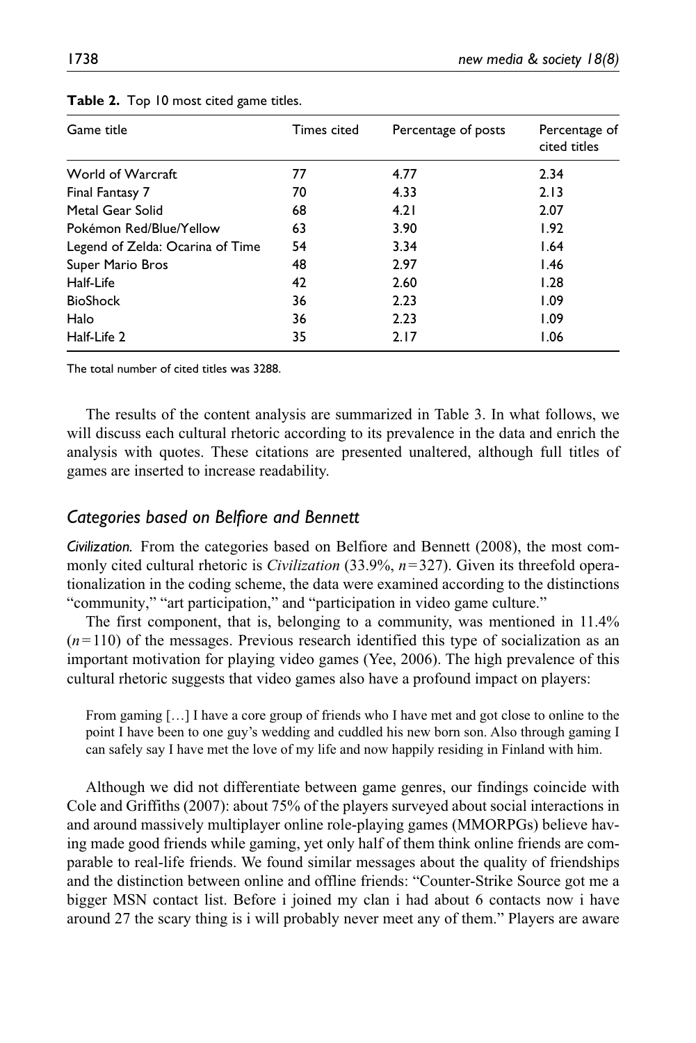**Table 2.** Top 10 most cited game titles.

| Game title | Times cited | Percentage of posts | Percentage of cited titles |
| --- | --- | --- | --- |
| World of Warcraft | 77 | 4.77 | 2.34 |
| Final Fantasy 7 | 70 | 4.33 | 2.13 |
| Metal Gear Solid | 68 | 4.21 | 2.07 |
| Pokémon Red/Blue/Yellow | 63 | 3.90 | 1.92 |
| Legend of Zelda: Ocarina of Time | 54 | 3.34 | 1.64 |
| Super Mario Bros | 48 | 2.97 | 1.46 |
| Half-Life | 42 | 2.60 | 1.28 |
| BioShock | 36 | 2.23 | 1.09 |
| Halo | 36 | 2.23 | 1.09 |
| Half-Life 2 | 35 | 2.17 | 1.06 |

The total number of cited titles was 3288.

The results of the content analysis are summarized in Table 3. In what follows, we will discuss each cultural rhetoric according to its prevalence in the data and enrich the analysis with quotes. These citations are presented unaltered, although full titles of games are inserted to increase readability.

## *Categories based on Belfiore and Bennett*

***Civilization.*** From the categories based on Belfiore and Bennett (2008), the most commonly cited cultural rhetoric is *Civilization* (33.9%, $n=327$). Given its threefold operationalization in the coding scheme, the data were examined according to the distinctions "community," "art participation," and "participation in video game culture."

The first component, that is, belonging to a community, was mentioned in 11.4% ($n=110$) of the messages. Previous research identified this type of socialization as an important motivation for playing video games (Yee, 2006). The high prevalence of this cultural rhetoric suggests that video games also have a profound impact on players:

> From gaming […] I have a core group of friends who I have met and got close to online to the point I have been to one guy's wedding and cuddled his new born son. Also through gaming I can safely say I have met the love of my life and now happily residing in Finland with him.

Although we did not differentiate between game genres, our findings coincide with Cole and Griffiths (2007): about 75% of the players surveyed about social interactions in and around massively multiplayer online role-playing games (MMORPGs) believe having made good friends while gaming, yet only half of them think online friends are comparable to real-life friends. We found similar messages about the quality of friendships and the distinction between online and offline friends: "Counter-Strike Source got me a bigger MSN contact list. Before i joined my clan i had about 6 contacts now i have around 27 the scary thing is i will probably never meet any of them." Players are aware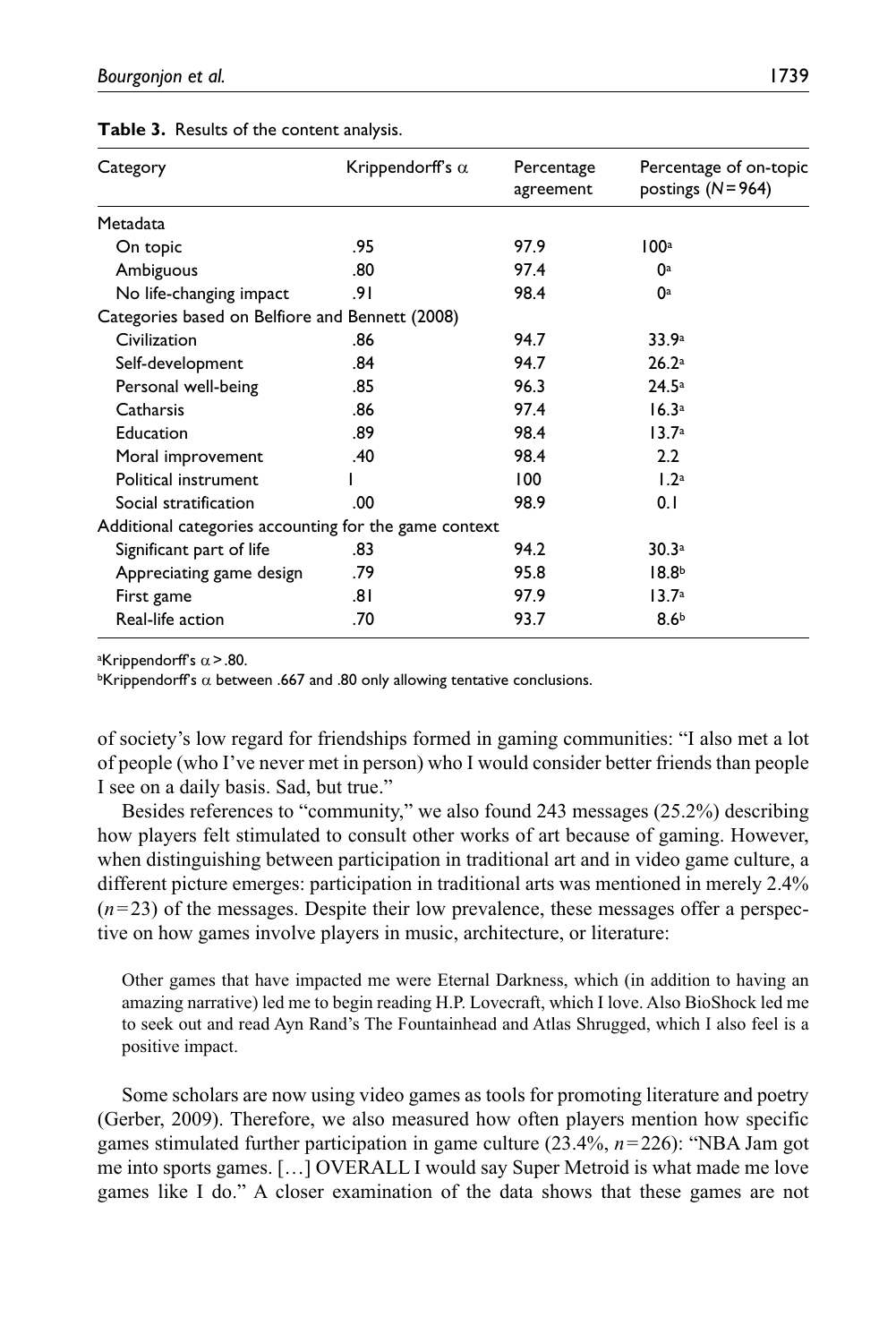**Table 3.** Results of the content analysis.

| Category | Krippendorff's α | Percentage agreement | Percentage of on-topic postings ($N$ = 964) |
|---|---|---|---|
| Metadata | | | |
| On topic | .95 | 97.9 | 100[a] |
| Ambiguous | .80 | 97.4 | 0[a] |
| No life-changing impact | .91 | 98.4 | 0[a] |
| Categories based on Belfiore and Bennett (2008) | | | |
| Civilization | .86 | 94.7 | 33.9[a] |
| Self-development | .84 | 94.7 | 26.2[a] |
| Personal well-being | .85 | 96.3 | 24.5[a] |
| Catharsis | .86 | 97.4 | 16.3[a] |
| Education | .89 | 98.4 | 13.7[a] |
| Moral improvement | .40 | 98.4 | 2.2 |
| Political instrument | 1 | 100 | 1.2[a] |
| Social stratification | .00 | 98.9 | 0.1 |
| Additional categories accounting for the game context | | | |
| Significant part of life | .83 | 94.2 | 30.3[a] |
| Appreciating game design | .79 | 95.8 | 18.8[b] |
| First game | .81 | 97.9 | 13.7[a] |
| Real-life action | .70 | 93.7 | 8.6[b] |

[a]Krippendorff's $\alpha > .80$.
[b]Krippendorff's $\alpha$ between .667 and .80 only allowing tentative conclusions.

of society's low regard for friendships formed in gaming communities: "I also met a lot of people (who I've never met in person) who I would consider better friends than people I see on a daily basis. Sad, but true."

Besides references to "community," we also found 243 messages (25.2%) describing how players felt stimulated to consult other works of art because of gaming. However, when distinguishing between participation in traditional art and in video game culture, a different picture emerges: participation in traditional arts was mentioned in merely 2.4% ($n$ = 23) of the messages. Despite their low prevalence, these messages offer a perspective on how games involve players in music, architecture, or literature:

> Other games that have impacted me were Eternal Darkness, which (in addition to having an amazing narrative) led me to begin reading H.P. Lovecraft, which I love. Also BioShock led me to seek out and read Ayn Rand's The Fountainhead and Atlas Shrugged, which I also feel is a positive impact.

Some scholars are now using video games as tools for promoting literature and poetry (Gerber, 2009). Therefore, we also measured how often players mention how specific games stimulated further participation in game culture (23.4%, $n$ = 226): "NBA Jam got me into sports games. […] OVERALL I would say Super Metroid is what made me love games like I do." A closer examination of the data shows that these games are not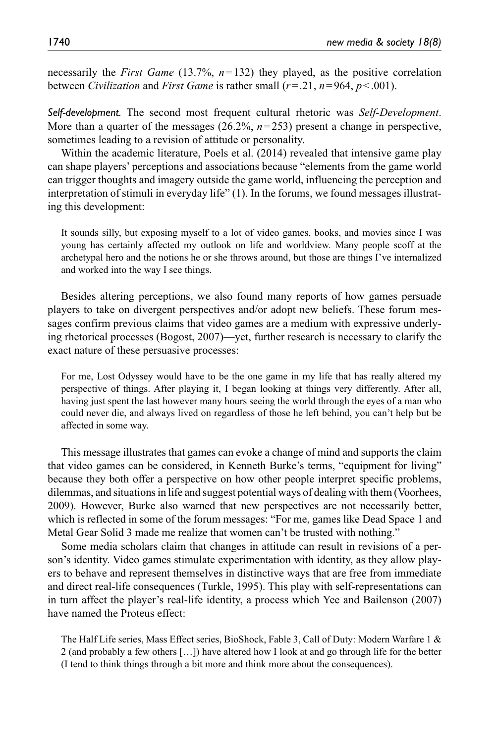necessarily the *First Game* (13.7%, $n = 132$) they played, as the positive correlation between *Civilization* and *First Game* is rather small ($r = .21$, $n = 964$, $p < .001$).

*Self-development.* The second most frequent cultural rhetoric was *Self-Development*. More than a quarter of the messages (26.2%, $n = 253$) present a change in perspective, sometimes leading to a revision of attitude or personality.

Within the academic literature, Poels et al. (2014) revealed that intensive game play can shape players' perceptions and associations because "elements from the game world can trigger thoughts and imagery outside the game world, influencing the perception and interpretation of stimuli in everyday life" (1). In the forums, we found messages illustrating this development:

> It sounds silly, but exposing myself to a lot of video games, books, and movies since I was young has certainly affected my outlook on life and worldview. Many people scoff at the archetypal hero and the notions he or she throws around, but those are things I've internalized and worked into the way I see things.

Besides altering perceptions, we also found many reports of how games persuade players to take on divergent perspectives and/or adopt new beliefs. These forum messages confirm previous claims that video games are a medium with expressive underlying rhetorical processes (Bogost, 2007)—yet, further research is necessary to clarify the exact nature of these persuasive processes:

> For me, Lost Odyssey would have to be the one game in my life that has really altered my perspective of things. After playing it, I began looking at things very differently. After all, having just spent the last however many hours seeing the world through the eyes of a man who could never die, and always lived on regardless of those he left behind, you can't help but be affected in some way.

This message illustrates that games can evoke a change of mind and supports the claim that video games can be considered, in Kenneth Burke's terms, "equipment for living" because they both offer a perspective on how other people interpret specific problems, dilemmas, and situations in life and suggest potential ways of dealing with them (Voorhees, 2009). However, Burke also warned that new perspectives are not necessarily better, which is reflected in some of the forum messages: "For me, games like Dead Space 1 and Metal Gear Solid 3 made me realize that women can't be trusted with nothing."

Some media scholars claim that changes in attitude can result in revisions of a person's identity. Video games stimulate experimentation with identity, as they allow players to behave and represent themselves in distinctive ways that are free from immediate and direct real-life consequences (Turkle, 1995). This play with self-representations can in turn affect the player's real-life identity, a process which Yee and Bailenson (2007) have named the Proteus effect:

> The Half Life series, Mass Effect series, BioShock, Fable 3, Call of Duty: Modern Warfare 1 & 2 (and probably a few others […]) have altered how I look at and go through life for the better (I tend to think things through a bit more and think more about the consequences).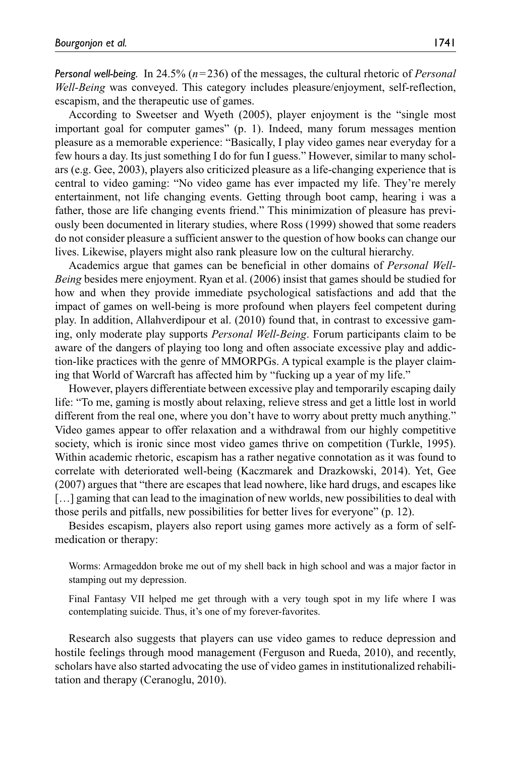*Personal well-being.* In 24.5% ($n = 236$) of the messages, the cultural rhetoric of *Personal Well-Being* was conveyed. This category includes pleasure/enjoyment, self-reflection, escapism, and the therapeutic use of games.

According to Sweetser and Wyeth (2005), player enjoyment is the "single most important goal for computer games" (p. 1). Indeed, many forum messages mention pleasure as a memorable experience: "Basically, I play video games near everyday for a few hours a day. Its just something I do for fun I guess." However, similar to many scholars (e.g. Gee, 2003), players also criticized pleasure as a life-changing experience that is central to video gaming: "No video game has ever impacted my life. They're merely entertainment, not life changing events. Getting through boot camp, hearing i was a father, those are life changing events friend." This minimization of pleasure has previously been documented in literary studies, where Ross (1999) showed that some readers do not consider pleasure a sufficient answer to the question of how books can change our lives. Likewise, players might also rank pleasure low on the cultural hierarchy.

Academics argue that games can be beneficial in other domains of *Personal Well-Being* besides mere enjoyment. Ryan et al. (2006) insist that games should be studied for how and when they provide immediate psychological satisfactions and add that the impact of games on well-being is more profound when players feel competent during play. In addition, Allahverdipour et al. (2010) found that, in contrast to excessive gaming, only moderate play supports *Personal Well-Being*. Forum participants claim to be aware of the dangers of playing too long and often associate excessive play and addiction-like practices with the genre of MMORPGs. A typical example is the player claiming that World of Warcraft has affected him by "fucking up a year of my life."

However, players differentiate between excessive play and temporarily escaping daily life: "To me, gaming is mostly about relaxing, relieve stress and get a little lost in world different from the real one, where you don't have to worry about pretty much anything." Video games appear to offer relaxation and a withdrawal from our highly competitive society, which is ironic since most video games thrive on competition (Turkle, 1995). Within academic rhetoric, escapism has a rather negative connotation as it was found to correlate with deteriorated well-being (Kaczmarek and Drazkowski, 2014). Yet, Gee (2007) argues that "there are escapes that lead nowhere, like hard drugs, and escapes like […] gaming that can lead to the imagination of new worlds, new possibilities to deal with those perils and pitfalls, new possibilities for better lives for everyone" (p. 12).

Besides escapism, players also report using games more actively as a form of self-medication or therapy:

> Worms: Armageddon broke me out of my shell back in high school and was a major factor in stamping out my depression.
>
> Final Fantasy VII helped me get through with a very tough spot in my life where I was contemplating suicide. Thus, it's one of my forever-favorites.

Research also suggests that players can use video games to reduce depression and hostile feelings through mood management (Ferguson and Rueda, 2010), and recently, scholars have also started advocating the use of video games in institutionalized rehabilitation and therapy (Ceranoglu, 2010).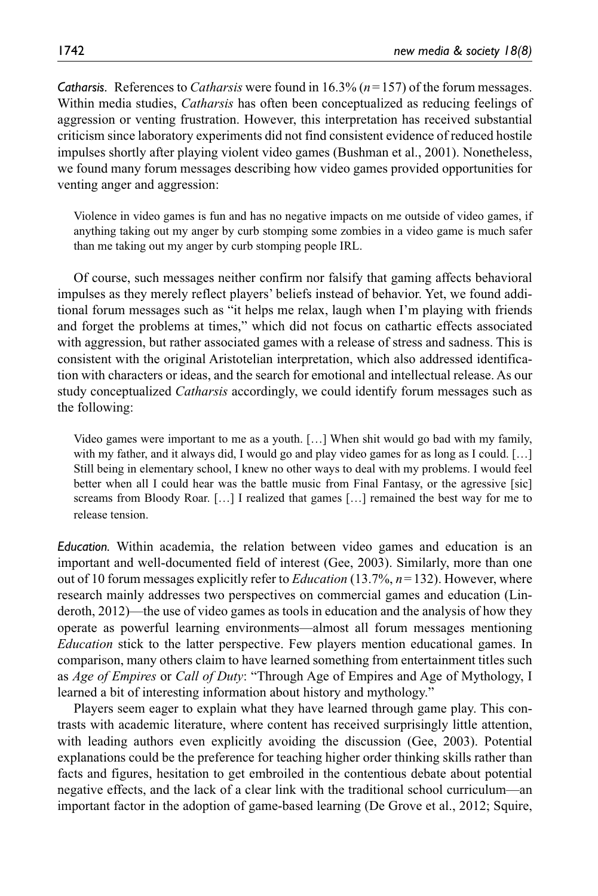***Catharsis.*** References to *Catharsis* were found in 16.3% ($n = 157$) of the forum messages. Within media studies, *Catharsis* has often been conceptualized as reducing feelings of aggression or venting frustration. However, this interpretation has received substantial criticism since laboratory experiments did not find consistent evidence of reduced hostile impulses shortly after playing violent video games (Bushman et al., 2001). Nonetheless, we found many forum messages describing how video games provided opportunities for venting anger and aggression:

> Violence in video games is fun and has no negative impacts on me outside of video games, if anything taking out my anger by curb stomping some zombies in a video game is much safer than me taking out my anger by curb stomping people IRL.

Of course, such messages neither confirm nor falsify that gaming affects behavioral impulses as they merely reflect players' beliefs instead of behavior. Yet, we found additional forum messages such as "it helps me relax, laugh when I'm playing with friends and forget the problems at times," which did not focus on cathartic effects associated with aggression, but rather associated games with a release of stress and sadness. This is consistent with the original Aristotelian interpretation, which also addressed identification with characters or ideas, and the search for emotional and intellectual release. As our study conceptualized *Catharsis* accordingly, we could identify forum messages such as the following:

> Video games were important to me as a youth. […] When shit would go bad with my family, with my father, and it always did, I would go and play video games for as long as I could. […] Still being in elementary school, I knew no other ways to deal with my problems. I would feel better when all I could hear was the battle music from Final Fantasy, or the agressive [sic] screams from Bloody Roar. […] I realized that games […] remained the best way for me to release tension.

***Education.*** Within academia, the relation between video games and education is an important and well-documented field of interest (Gee, 2003). Similarly, more than one out of 10 forum messages explicitly refer to *Education* (13.7%, $n = 132$). However, where research mainly addresses two perspectives on commercial games and education (Linderoth, 2012)—the use of video games as tools in education and the analysis of how they operate as powerful learning environments—almost all forum messages mentioning *Education* stick to the latter perspective. Few players mention educational games. In comparison, many others claim to have learned something from entertainment titles such as *Age of Empires* or *Call of Duty*: "Through Age of Empires and Age of Mythology, I learned a bit of interesting information about history and mythology."

Players seem eager to explain what they have learned through game play. This contrasts with academic literature, where content has received surprisingly little attention, with leading authors even explicitly avoiding the discussion (Gee, 2003). Potential explanations could be the preference for teaching higher order thinking skills rather than facts and figures, hesitation to get embroiled in the contentious debate about potential negative effects, and the lack of a clear link with the traditional school curriculum—an important factor in the adoption of game-based learning (De Grove et al., 2012; Squire,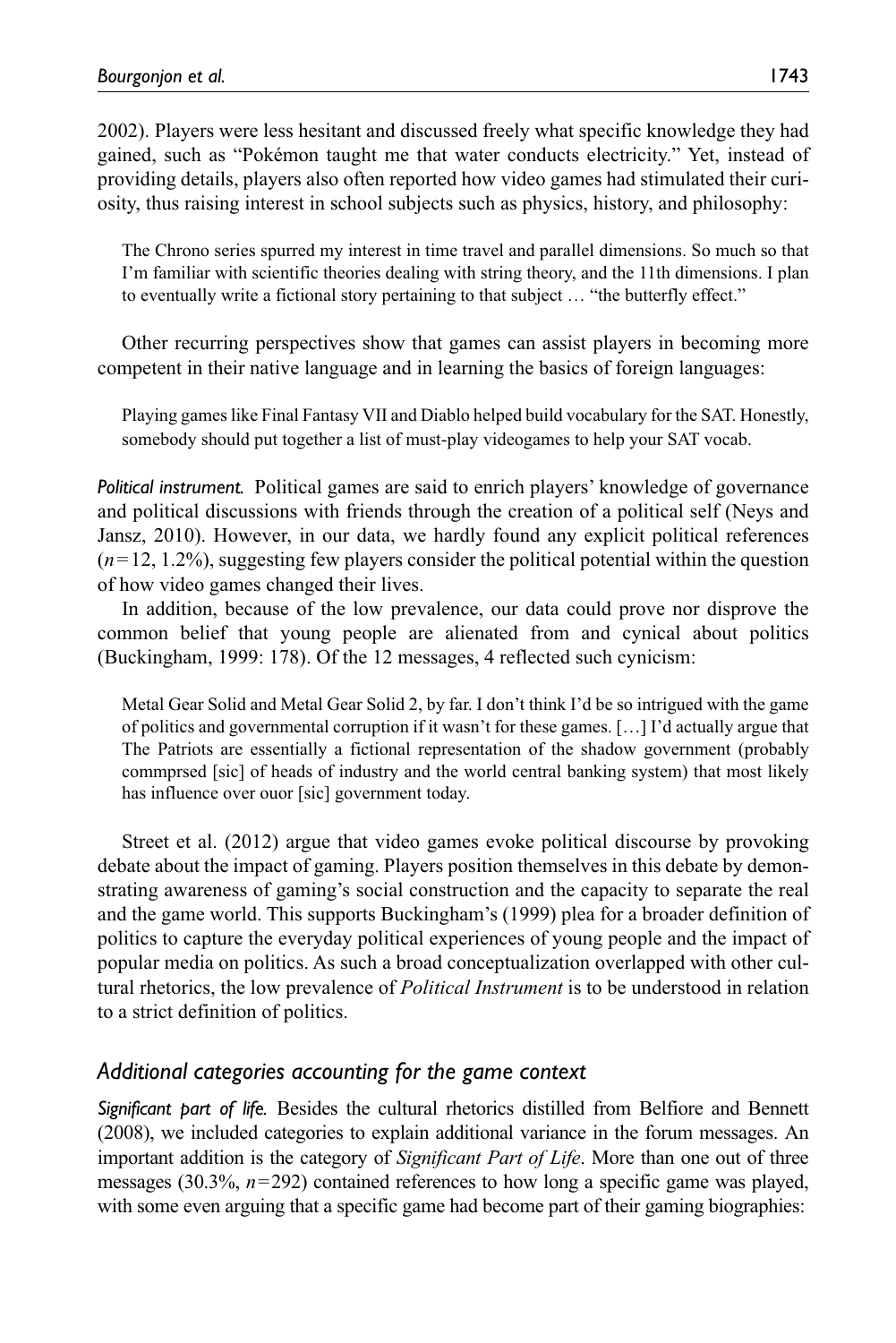2002). Players were less hesitant and discussed freely what specific knowledge they had gained, such as "Pokémon taught me that water conducts electricity." Yet, instead of providing details, players also often reported how video games had stimulated their curiosity, thus raising interest in school subjects such as physics, history, and philosophy:

> The Chrono series spurred my interest in time travel and parallel dimensions. So much so that I'm familiar with scientific theories dealing with string theory, and the 11th dimensions. I plan to eventually write a fictional story pertaining to that subject … "the butterfly effect."

Other recurring perspectives show that games can assist players in becoming more competent in their native language and in learning the basics of foreign languages:

> Playing games like Final Fantasy VII and Diablo helped build vocabulary for the SAT. Honestly, somebody should put together a list of must-play videogames to help your SAT vocab.

*Political instrument.* Political games are said to enrich players' knowledge of governance and political discussions with friends through the creation of a political self (Neys and Jansz, 2010). However, in our data, we hardly found any explicit political references ($n = 12$, 1.2%), suggesting few players consider the political potential within the question of how video games changed their lives.

In addition, because of the low prevalence, our data could prove nor disprove the common belief that young people are alienated from and cynical about politics (Buckingham, 1999: 178). Of the 12 messages, 4 reflected such cynicism:

> Metal Gear Solid and Metal Gear Solid 2, by far. I don't think I'd be so intrigued with the game of politics and governmental corruption if it wasn't for these games. […] I'd actually argue that The Patriots are essentially a fictional representation of the shadow government (probably commprsed [sic] of heads of industry and the world central banking system) that most likely has influence over ouor [sic] government today.

Street et al. (2012) argue that video games evoke political discourse by provoking debate about the impact of gaming. Players position themselves in this debate by demonstrating awareness of gaming's social construction and the capacity to separate the real and the game world. This supports Buckingham's (1999) plea for a broader definition of politics to capture the everyday political experiences of young people and the impact of popular media on politics. As such a broad conceptualization overlapped with other cultural rhetorics, the low prevalence of *Political Instrument* is to be understood in relation to a strict definition of politics.

## *Additional categories accounting for the game context*

*Significant part of life.* Besides the cultural rhetorics distilled from Belfiore and Bennett (2008), we included categories to explain additional variance in the forum messages. An important addition is the category of *Significant Part of Life*. More than one out of three messages (30.3%, $n = 292$) contained references to how long a specific game was played, with some even arguing that a specific game had become part of their gaming biographies: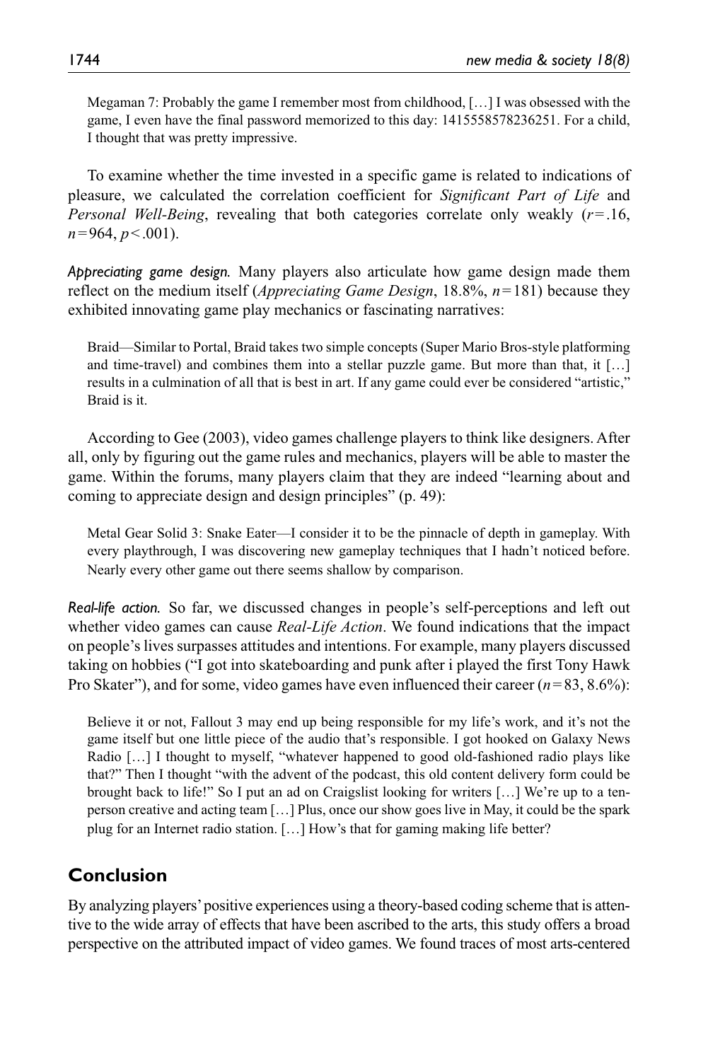> Megaman 7: Probably the game I remember most from childhood, […] I was obsessed with the game, I even have the final password memorized to this day: 1415558578236251. For a child, I thought that was pretty impressive.

To examine whether the time invested in a specific game is related to indications of pleasure, we calculated the correlation coefficient for *Significant Part of Life* and *Personal Well-Being*, revealing that both categories correlate only weakly ($r = .16$, $n = 964$, $p < .001$).

*Appreciating game design.* Many players also articulate how game design made them reflect on the medium itself (*Appreciating Game Design*, 18.8%, $n = 181$) because they exhibited innovating game play mechanics or fascinating narratives:

> Braid—Similar to Portal, Braid takes two simple concepts (Super Mario Bros-style platforming and time-travel) and combines them into a stellar puzzle game. But more than that, it […] results in a culmination of all that is best in art. If any game could ever be considered "artistic," Braid is it.

According to Gee (2003), video games challenge players to think like designers. After all, only by figuring out the game rules and mechanics, players will be able to master the game. Within the forums, many players claim that they are indeed "learning about and coming to appreciate design and design principles" (p. 49):

> Metal Gear Solid 3: Snake Eater—I consider it to be the pinnacle of depth in gameplay. With every playthrough, I was discovering new gameplay techniques that I hadn't noticed before. Nearly every other game out there seems shallow by comparison.

*Real-life action.* So far, we discussed changes in people's self-perceptions and left out whether video games can cause *Real-Life Action*. We found indications that the impact on people's lives surpasses attitudes and intentions. For example, many players discussed taking on hobbies ("I got into skateboarding and punk after i played the first Tony Hawk Pro Skater"), and for some, video games have even influenced their career ($n = 83$, 8.6%):

> Believe it or not, Fallout 3 may end up being responsible for my life's work, and it's not the game itself but one little piece of the audio that's responsible. I got hooked on Galaxy News Radio […] I thought to myself, "whatever happened to good old-fashioned radio plays like that?" Then I thought "with the advent of the podcast, this old content delivery form could be brought back to life!" So I put an ad on Craigslist looking for writers […] We're up to a ten-person creative and acting team […] Plus, once our show goes live in May, it could be the spark plug for an Internet radio station. […] How's that for gaming making life better?

## Conclusion

By analyzing players' positive experiences using a theory-based coding scheme that is attentive to the wide array of effects that have been ascribed to the arts, this study offers a broad perspective on the attributed impact of video games. We found traces of most arts-centered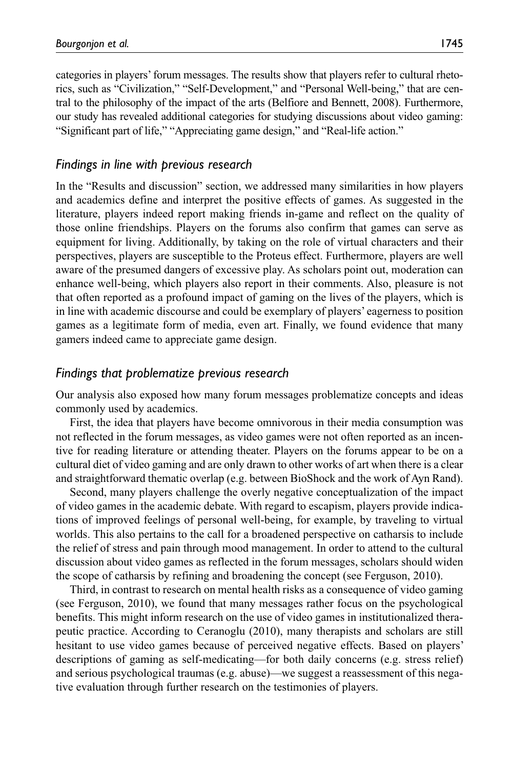categories in players' forum messages. The results show that players refer to cultural rhetorics, such as "Civilization," "Self-Development," and "Personal Well-being," that are central to the philosophy of the impact of the arts (Belfiore and Bennett, 2008). Furthermore, our study has revealed additional categories for studying discussions about video gaming: "Significant part of life," "Appreciating game design," and "Real-life action."

### *Findings in line with previous research*

In the "Results and discussion" section, we addressed many similarities in how players and academics define and interpret the positive effects of games. As suggested in the literature, players indeed report making friends in-game and reflect on the quality of those online friendships. Players on the forums also confirm that games can serve as equipment for living. Additionally, by taking on the role of virtual characters and their perspectives, players are susceptible to the Proteus effect. Furthermore, players are well aware of the presumed dangers of excessive play. As scholars point out, moderation can enhance well-being, which players also report in their comments. Also, pleasure is not that often reported as a profound impact of gaming on the lives of the players, which is in line with academic discourse and could be exemplary of players' eagerness to position games as a legitimate form of media, even art. Finally, we found evidence that many gamers indeed came to appreciate game design.

### *Findings that problematize previous research*

Our analysis also exposed how many forum messages problematize concepts and ideas commonly used by academics.

First, the idea that players have become omnivorous in their media consumption was not reflected in the forum messages, as video games were not often reported as an incentive for reading literature or attending theater. Players on the forums appear to be on a cultural diet of video gaming and are only drawn to other works of art when there is a clear and straightforward thematic overlap (e.g. between BioShock and the work of Ayn Rand).

Second, many players challenge the overly negative conceptualization of the impact of video games in the academic debate. With regard to escapism, players provide indications of improved feelings of personal well-being, for example, by traveling to virtual worlds. This also pertains to the call for a broadened perspective on catharsis to include the relief of stress and pain through mood management. In order to attend to the cultural discussion about video games as reflected in the forum messages, scholars should widen the scope of catharsis by refining and broadening the concept (see Ferguson, 2010).

Third, in contrast to research on mental health risks as a consequence of video gaming (see Ferguson, 2010), we found that many messages rather focus on the psychological benefits. This might inform research on the use of video games in institutionalized therapeutic practice. According to Ceranoglu (2010), many therapists and scholars are still hesitant to use video games because of perceived negative effects. Based on players' descriptions of gaming as self-medicating—for both daily concerns (e.g. stress relief) and serious psychological traumas (e.g. abuse)—we suggest a reassessment of this negative evaluation through further research on the testimonies of players.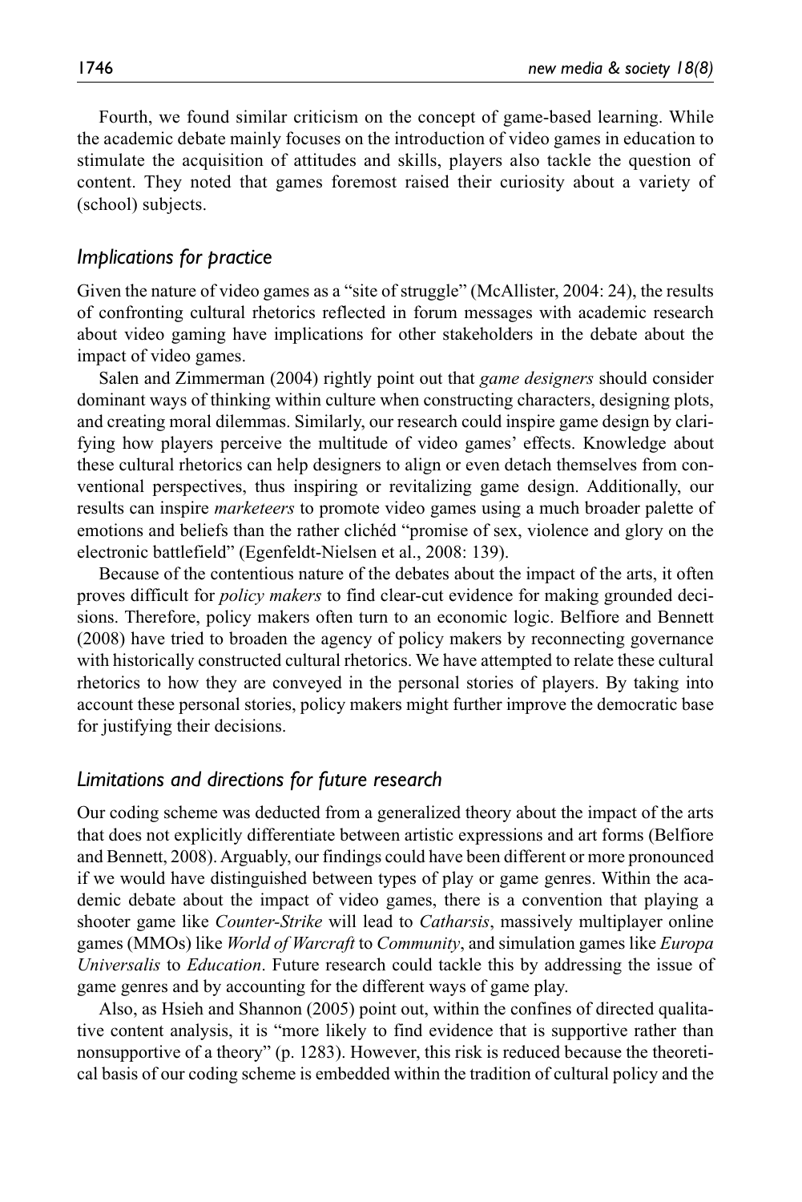Fourth, we found similar criticism on the concept of game-based learning. While the academic debate mainly focuses on the introduction of video games in education to stimulate the acquisition of attitudes and skills, players also tackle the question of content. They noted that games foremost raised their curiosity about a variety of (school) subjects.

### *Implications for practice*

Given the nature of video games as a "site of struggle" (McAllister, 2004: 24), the results of confronting cultural rhetorics reflected in forum messages with academic research about video gaming have implications for other stakeholders in the debate about the impact of video games.

Salen and Zimmerman (2004) rightly point out that *game designers* should consider dominant ways of thinking within culture when constructing characters, designing plots, and creating moral dilemmas. Similarly, our research could inspire game design by clarifying how players perceive the multitude of video games' effects. Knowledge about these cultural rhetorics can help designers to align or even detach themselves from conventional perspectives, thus inspiring or revitalizing game design. Additionally, our results can inspire *marketeers* to promote video games using a much broader palette of emotions and beliefs than the rather clichéd "promise of sex, violence and glory on the electronic battlefield" (Egenfeldt-Nielsen et al., 2008: 139).

Because of the contentious nature of the debates about the impact of the arts, it often proves difficult for *policy makers* to find clear-cut evidence for making grounded decisions. Therefore, policy makers often turn to an economic logic. Belfiore and Bennett (2008) have tried to broaden the agency of policy makers by reconnecting governance with historically constructed cultural rhetorics. We have attempted to relate these cultural rhetorics to how they are conveyed in the personal stories of players. By taking into account these personal stories, policy makers might further improve the democratic base for justifying their decisions.

### *Limitations and directions for future research*

Our coding scheme was deducted from a generalized theory about the impact of the arts that does not explicitly differentiate between artistic expressions and art forms (Belfiore and Bennett, 2008). Arguably, our findings could have been different or more pronounced if we would have distinguished between types of play or game genres. Within the academic debate about the impact of video games, there is a convention that playing a shooter game like *Counter-Strike* will lead to *Catharsis*, massively multiplayer online games (MMOs) like *World of Warcraft* to *Community*, and simulation games like *Europa Universalis* to *Education*. Future research could tackle this by addressing the issue of game genres and by accounting for the different ways of game play.

Also, as Hsieh and Shannon (2005) point out, within the confines of directed qualitative content analysis, it is "more likely to find evidence that is supportive rather than nonsupportive of a theory" (p. 1283). However, this risk is reduced because the theoretical basis of our coding scheme is embedded within the tradition of cultural policy and the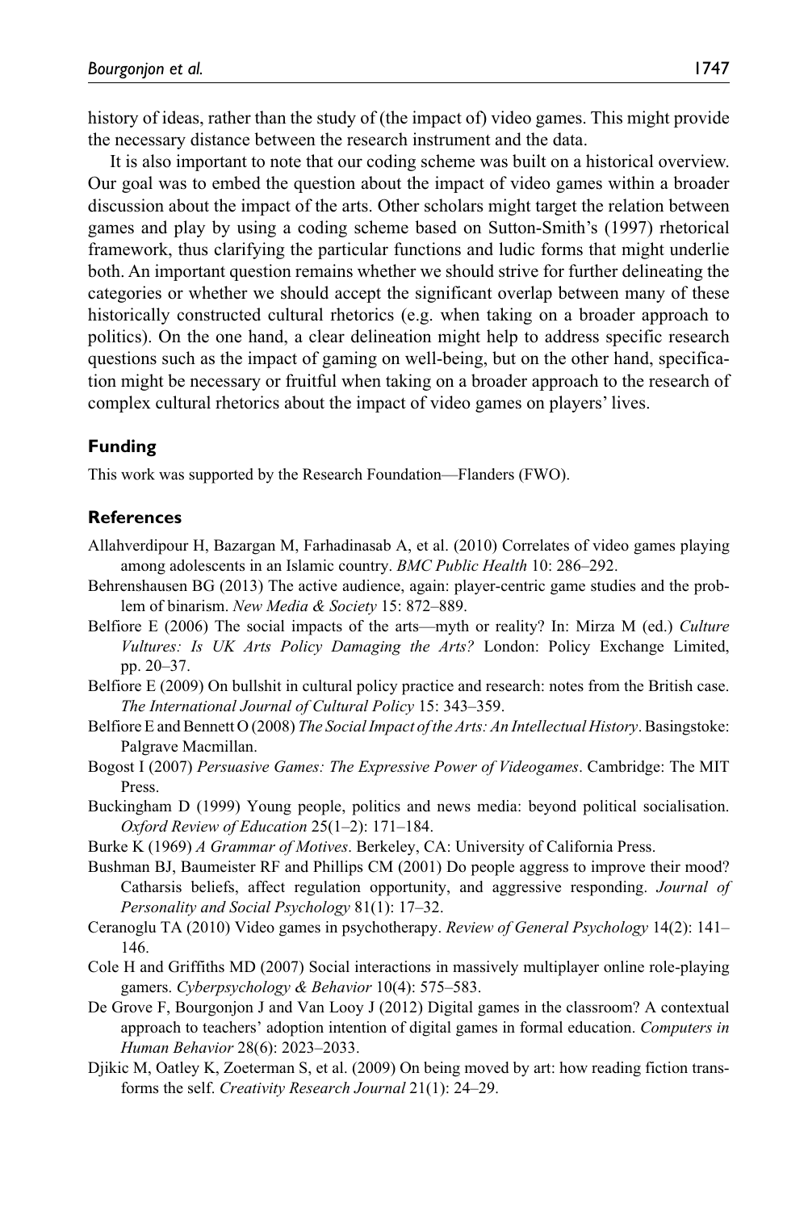history of ideas, rather than the study of (the impact of) video games. This might provide the necessary distance between the research instrument and the data.

It is also important to note that our coding scheme was built on a historical overview. Our goal was to embed the question about the impact of video games within a broader discussion about the impact of the arts. Other scholars might target the relation between games and play by using a coding scheme based on Sutton-Smith's (1997) rhetorical framework, thus clarifying the particular functions and ludic forms that might underlie both. An important question remains whether we should strive for further delineating the categories or whether we should accept the significant overlap between many of these historically constructed cultural rhetorics (e.g. when taking on a broader approach to politics). On the one hand, a clear delineation might help to address specific research questions such as the impact of gaming on well-being, but on the other hand, specification might be necessary or fruitful when taking on a broader approach to the research of complex cultural rhetorics about the impact of video games on players' lives.

## Funding

This work was supported by the Research Foundation—Flanders (FWO).

## References

Allahverdipour H, Bazargan M, Farhadinasab A, et al. (2010) Correlates of video games playing among adolescents in an Islamic country. *BMC Public Health* 10: 286–292.

Behrenshausen BG (2013) The active audience, again: player-centric game studies and the problem of binarism. *New Media & Society* 15: 872–889.

Belfiore E (2006) The social impacts of the arts—myth or reality? In: Mirza M (ed.) *Culture Vultures: Is UK Arts Policy Damaging the Arts?* London: Policy Exchange Limited, pp. 20–37.

Belfiore E (2009) On bullshit in cultural policy practice and research: notes from the British case. *The International Journal of Cultural Policy* 15: 343–359.

Belfiore E and Bennett O (2008) *The Social Impact of the Arts: An Intellectual History*. Basingstoke: Palgrave Macmillan.

Bogost I (2007) *Persuasive Games: The Expressive Power of Videogames*. Cambridge: The MIT Press.

Buckingham D (1999) Young people, politics and news media: beyond political socialisation. *Oxford Review of Education* 25(1–2): 171–184.

Burke K (1969) *A Grammar of Motives*. Berkeley, CA: University of California Press.

Bushman BJ, Baumeister RF and Phillips CM (2001) Do people aggress to improve their mood? Catharsis beliefs, affect regulation opportunity, and aggressive responding. *Journal of Personality and Social Psychology* 81(1): 17–32.

Ceranoglu TA (2010) Video games in psychotherapy. *Review of General Psychology* 14(2): 141–146.

Cole H and Griffiths MD (2007) Social interactions in massively multiplayer online role-playing gamers. *Cyberpsychology & Behavior* 10(4): 575–583.

De Grove F, Bourgonjon J and Van Looy J (2012) Digital games in the classroom? A contextual approach to teachers' adoption intention of digital games in formal education. *Computers in Human Behavior* 28(6): 2023–2033.

Djikic M, Oatley K, Zoeterman S, et al. (2009) On being moved by art: how reading fiction transforms the self. *Creativity Research Journal* 21(1): 24–29.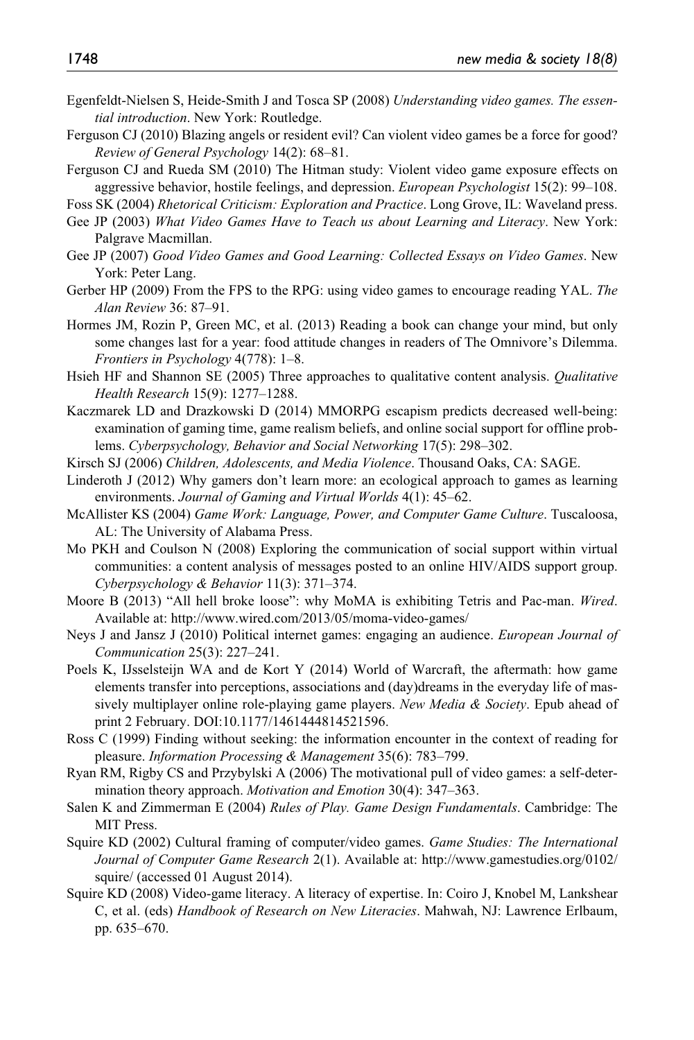Egenfeldt-Nielsen S, Heide-Smith J and Tosca SP (2008) *Understanding video games. The essential introduction*. New York: Routledge.

Ferguson CJ (2010) Blazing angels or resident evil? Can violent video games be a force for good? *Review of General Psychology* 14(2): 68–81.

Ferguson CJ and Rueda SM (2010) The Hitman study: Violent video game exposure effects on aggressive behavior, hostile feelings, and depression. *European Psychologist* 15(2): 99–108.

Foss SK (2004) *Rhetorical Criticism: Exploration and Practice*. Long Grove, IL: Waveland press.

Gee JP (2003) *What Video Games Have to Teach us about Learning and Literacy*. New York: Palgrave Macmillan.

Gee JP (2007) *Good Video Games and Good Learning: Collected Essays on Video Games*. New York: Peter Lang.

Gerber HP (2009) From the FPS to the RPG: using video games to encourage reading YAL. *The Alan Review* 36: 87–91.

Hormes JM, Rozin P, Green MC, et al. (2013) Reading a book can change your mind, but only some changes last for a year: food attitude changes in readers of The Omnivore's Dilemma. *Frontiers in Psychology* 4(778): 1–8.

Hsieh HF and Shannon SE (2005) Three approaches to qualitative content analysis. *Qualitative Health Research* 15(9): 1277–1288.

Kaczmarek LD and Drazkowski D (2014) MMORPG escapism predicts decreased well-being: examination of gaming time, game realism beliefs, and online social support for offline problems. *Cyberpsychology, Behavior and Social Networking* 17(5): 298–302.

Kirsch SJ (2006) *Children, Adolescents, and Media Violence*. Thousand Oaks, CA: SAGE.

Linderoth J (2012) Why gamers don't learn more: an ecological approach to games as learning environments. *Journal of Gaming and Virtual Worlds* 4(1): 45–62.

McAllister KS (2004) *Game Work: Language, Power, and Computer Game Culture*. Tuscaloosa, AL: The University of Alabama Press.

Mo PKH and Coulson N (2008) Exploring the communication of social support within virtual communities: a content analysis of messages posted to an online HIV/AIDS support group. *Cyberpsychology & Behavior* 11(3): 371–374.

Moore B (2013) "All hell broke loose": why MoMA is exhibiting Tetris and Pac-man. *Wired*. Available at: http://www.wired.com/2013/05/moma-video-games/

Neys J and Jansz J (2010) Political internet games: engaging an audience. *European Journal of Communication* 25(3): 227–241.

Poels K, IJsselsteijn WA and de Kort Y (2014) World of Warcraft, the aftermath: how game elements transfer into perceptions, associations and (day)dreams in the everyday life of massively multiplayer online role-playing game players. *New Media & Society*. Epub ahead of print 2 February. DOI:10.1177/1461444814521596.

Ross C (1999) Finding without seeking: the information encounter in the context of reading for pleasure. *Information Processing & Management* 35(6): 783–799.

Ryan RM, Rigby CS and Przybylski A (2006) The motivational pull of video games: a self-determination theory approach. *Motivation and Emotion* 30(4): 347–363.

Salen K and Zimmerman E (2004) *Rules of Play. Game Design Fundamentals*. Cambridge: The MIT Press.

Squire KD (2002) Cultural framing of computer/video games. *Game Studies: The International Journal of Computer Game Research* 2(1). Available at: http://www.gamestudies.org/0102/squire/ (accessed 01 August 2014).

Squire KD (2008) Video-game literacy. A literacy of expertise. In: Coiro J, Knobel M, Lankshear C, et al. (eds) *Handbook of Research on New Literacies*. Mahwah, NJ: Lawrence Erlbaum, pp. 635–670.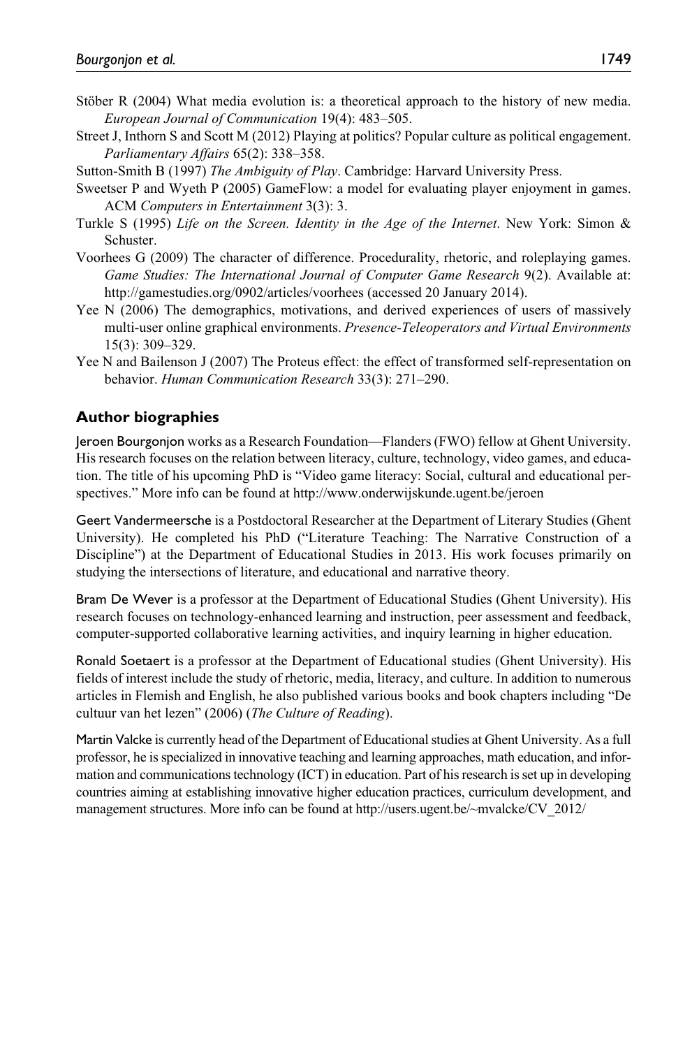Stöber R (2004) What media evolution is: a theoretical approach to the history of new media. *European Journal of Communication* 19(4): 483–505.

Street J, Inthorn S and Scott M (2012) Playing at politics? Popular culture as political engagement. *Parliamentary Affairs* 65(2): 338–358.

Sutton-Smith B (1997) *The Ambiguity of Play*. Cambridge: Harvard University Press.

Sweetser P and Wyeth P (2005) GameFlow: a model for evaluating player enjoyment in games. ACM *Computers in Entertainment* 3(3): 3.

Turkle S (1995) *Life on the Screen. Identity in the Age of the Internet*. New York: Simon & Schuster.

Voorhees G (2009) The character of difference. Procedurality, rhetoric, and roleplaying games. *Game Studies: The International Journal of Computer Game Research* 9(2). Available at: http://gamestudies.org/0902/articles/voorhees (accessed 20 January 2014).

Yee N (2006) The demographics, motivations, and derived experiences of users of massively multi-user online graphical environments. *Presence-Teleoperators and Virtual Environments* 15(3): 309–329.

Yee N and Bailenson J (2007) The Proteus effect: the effect of transformed self-representation on behavior. *Human Communication Research* 33(3): 271–290.

## Author biographies

**Jeroen Bourgonjon** works as a Research Foundation—Flanders (FWO) fellow at Ghent University. His research focuses on the relation between literacy, culture, technology, video games, and education. The title of his upcoming PhD is "Video game literacy: Social, cultural and educational perspectives." More info can be found at http://www.onderwijskunde.ugent.be/jeroen

**Geert Vandermeersche** is a Postdoctoral Researcher at the Department of Literary Studies (Ghent University). He completed his PhD ("Literature Teaching: The Narrative Construction of a Discipline") at the Department of Educational Studies in 2013. His work focuses primarily on studying the intersections of literature, and educational and narrative theory.

**Bram De Wever** is a professor at the Department of Educational Studies (Ghent University). His research focuses on technology-enhanced learning and instruction, peer assessment and feedback, computer-supported collaborative learning activities, and inquiry learning in higher education.

**Ronald Soetaert** is a professor at the Department of Educational studies (Ghent University). His fields of interest include the study of rhetoric, media, literacy, and culture. In addition to numerous articles in Flemish and English, he also published various books and book chapters including "De cultuur van het lezen" (2006) (*The Culture of Reading*).

**Martin Valcke** is currently head of the Department of Educational studies at Ghent University. As a full professor, he is specialized in innovative teaching and learning approaches, math education, and information and communications technology (ICT) in education. Part of his research is set up in developing countries aiming at establishing innovative higher education practices, curriculum development, and management structures. More info can be found at http://users.ugent.be/~mvalcke/CV_2012/